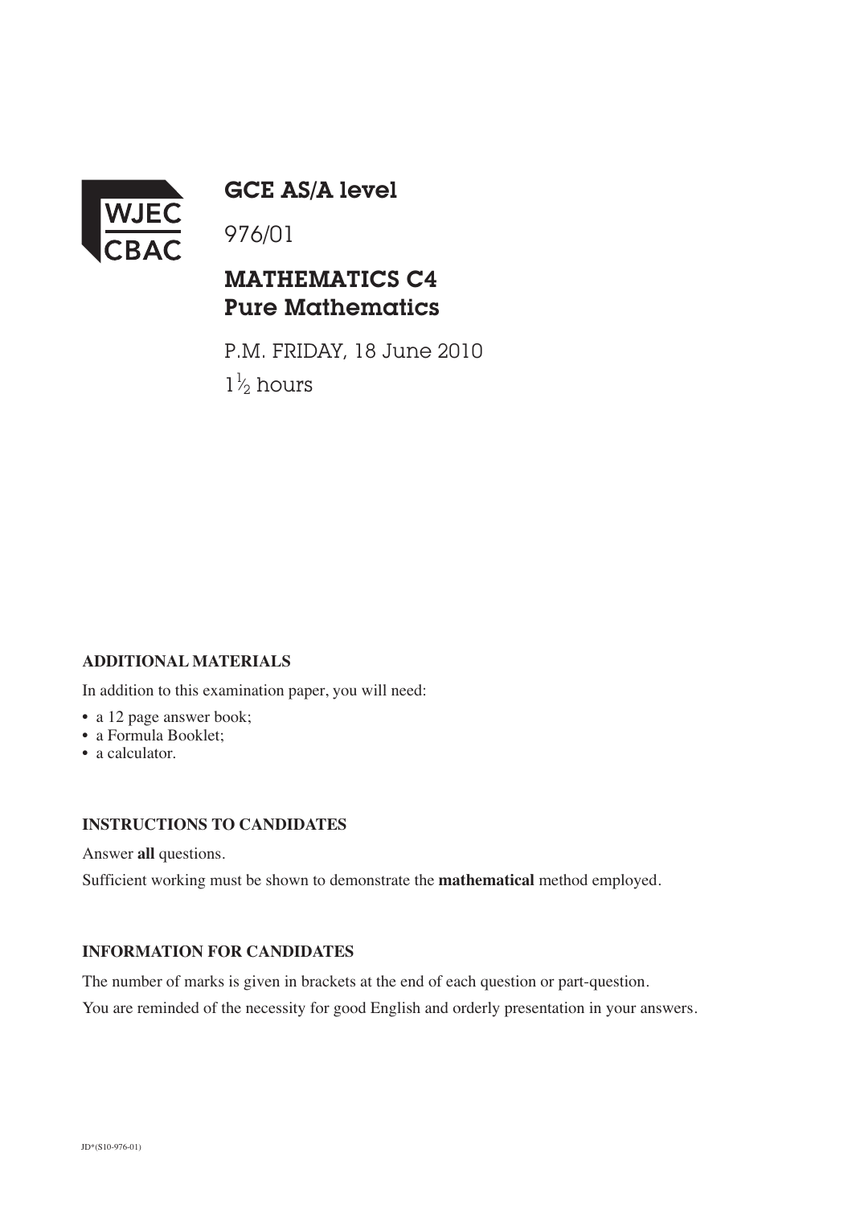WJEC CBAC

# GCE AS/A level

976/01

## MATHEMATICS C4
## Pure Mathematics

P.M. FRIDAY, 18 June 2010

$1\frac{1}{2}$ hours

**ADDITIONAL MATERIALS**

In addition to this examination paper, you will need:

- a 12 page answer book;
- a Formula Booklet;
- a calculator.

**INSTRUCTIONS TO CANDIDATES**

Answer **all** questions.

Sufficient working must be shown to demonstrate the **mathematical** method employed.

**INFORMATION FOR CANDIDATES**

The number of marks is given in brackets at the end of each question or part-question.

You are reminded of the necessity for good English and orderly presentation in your answers.

JD*(S10-976-01)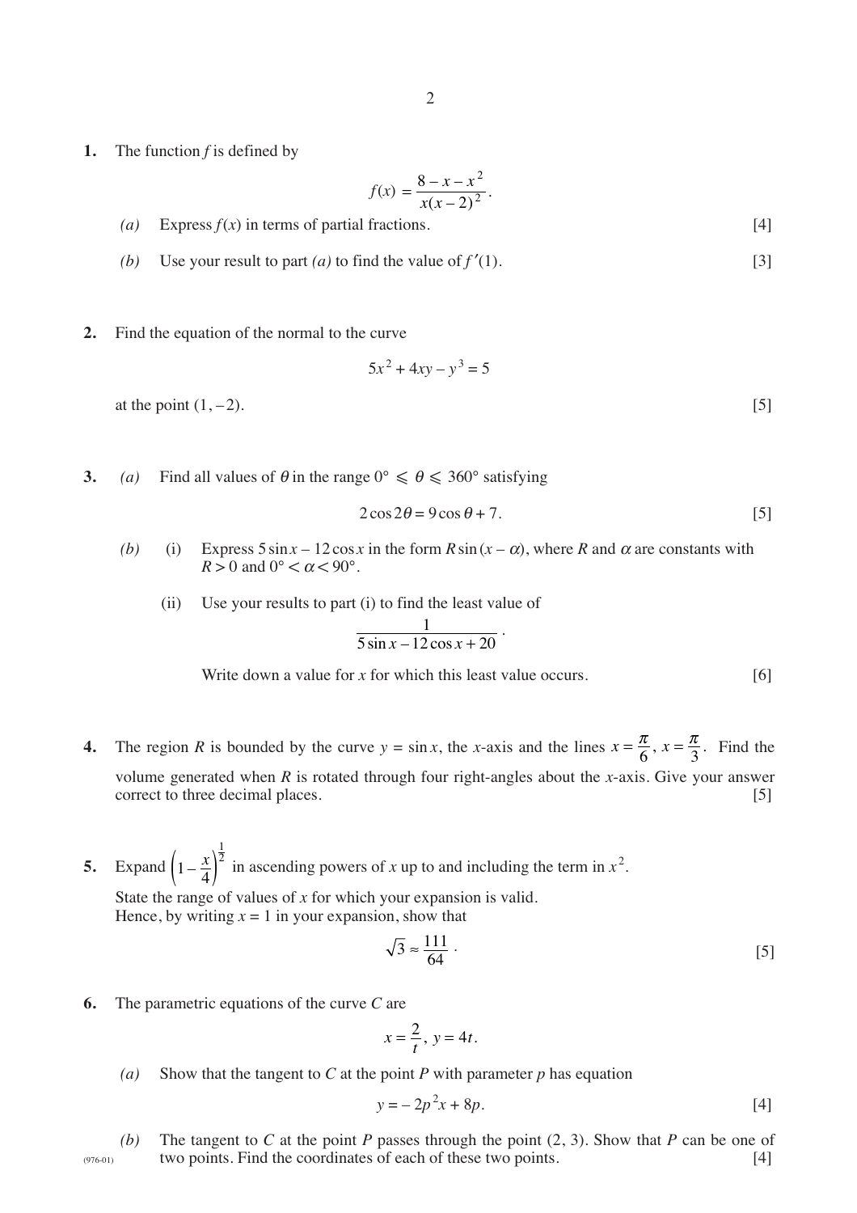1. The function $f$ is defined by

$$f(x) = \frac{8 - x - x^2}{x(x-2)^2}.$$

   *(a)* Express $f(x)$ in terms of partial fractions. [4]

   *(b)* Use your result to part *(a)* to find the value of $f'(1)$. [3]

2. Find the equation of the normal to the curve

$$5x^2 + 4xy - y^3 = 5$$

   at the point $(1, -2)$. [5]

3. *(a)* Find all values of $\theta$ in the range $0° \leqslant \theta \leqslant 360°$ satisfying

$$2\cos 2\theta = 9\cos\theta + 7.$$ [5]

   *(b)* (i) Express $5\sin x - 12\cos x$ in the form $R\sin(x - \alpha)$, where $R$ and $\alpha$ are constants with $R > 0$ and $0° < \alpha < 90°$.

   (ii) Use your results to part (i) to find the least value of

$$\frac{1}{5\sin x - 12\cos x + 20}.$$

   Write down a value for $x$ for which this least value occurs. [6]

4. The region $R$ is bounded by the curve $y = \sin x$, the $x$-axis and the lines $x = \frac{\pi}{6}$, $x = \frac{\pi}{3}$. Find the volume generated when $R$ is rotated through four right-angles about the $x$-axis. Give your answer correct to three decimal places. [5]

5. Expand $\left(1 - \frac{x}{4}\right)^{\frac{1}{2}}$ in ascending powers of $x$ up to and including the term in $x^2$.
   State the range of values of $x$ for which your expansion is valid.
   Hence, by writing $x = 1$ in your expansion, show that

$$\sqrt{3} \approx \frac{111}{64}.$$ [5]

6. The parametric equations of the curve $C$ are

$$x = \frac{2}{t}, \; y = 4t.$$

   *(a)* Show that the tangent to $C$ at the point $P$ with parameter $p$ has equation

$$y = -2p^2x + 8p.$$ [4]

   *(b)* The tangent to $C$ at the point $P$ passes through the point $(2, 3)$. Show that $P$ can be one of two points. Find the coordinates of each of these two points. [4]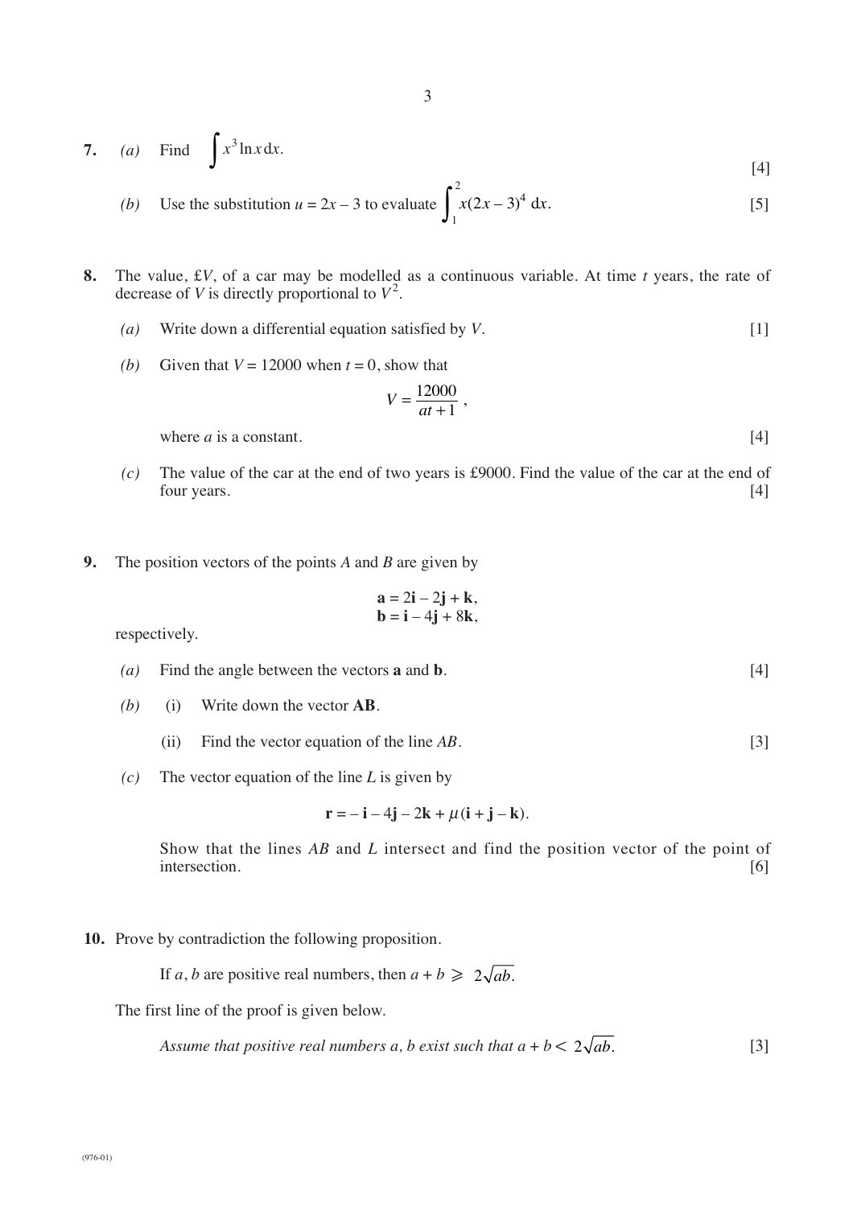**7.** *(a)* Find $\int x^3 \ln x \, dx$. [4]

*(b)* Use the substitution $u = 2x - 3$ to evaluate $\int_1^2 x(2x-3)^4 \, dx$. [5]

**8.** The value, £$V$, of a car may be modelled as a continuous variable. At time $t$ years, the rate of decrease of $V$ is directly proportional to $V^2$.

*(a)* Write down a differential equation satisfied by $V$. [1]

*(b)* Given that $V = 12000$ when $t = 0$, show that

$$V = \frac{12000}{at+1},$$

where $a$ is a constant. [4]

*(c)* The value of the car at the end of two years is £9000. Find the value of the car at the end of four years. [4]

**9.** The position vectors of the points $A$ and $B$ are given by

$$\mathbf{a} = 2\mathbf{i} - 2\mathbf{j} + \mathbf{k},$$
$$\mathbf{b} = \mathbf{i} - 4\mathbf{j} + 8\mathbf{k},$$

respectively.

*(a)* Find the angle between the vectors $\mathbf{a}$ and $\mathbf{b}$. [4]

*(b)* (i) Write down the vector $\mathbf{AB}$.

(ii) Find the vector equation of the line $AB$. [3]

*(c)* The vector equation of the line $L$ is given by

$$\mathbf{r} = -\mathbf{i} - 4\mathbf{j} - 2\mathbf{k} + \mu(\mathbf{i} + \mathbf{j} - \mathbf{k}).$$

Show that the lines $AB$ and $L$ intersect and find the position vector of the point of intersection. [6]

**10.** Prove by contradiction the following proposition.

If $a$, $b$ are positive real numbers, then $a + b \geqslant 2\sqrt{ab}$.

The first line of the proof is given below.

*Assume that positive real numbers a, b exist such that* $a + b < 2\sqrt{ab}$. [3]

(976-01)